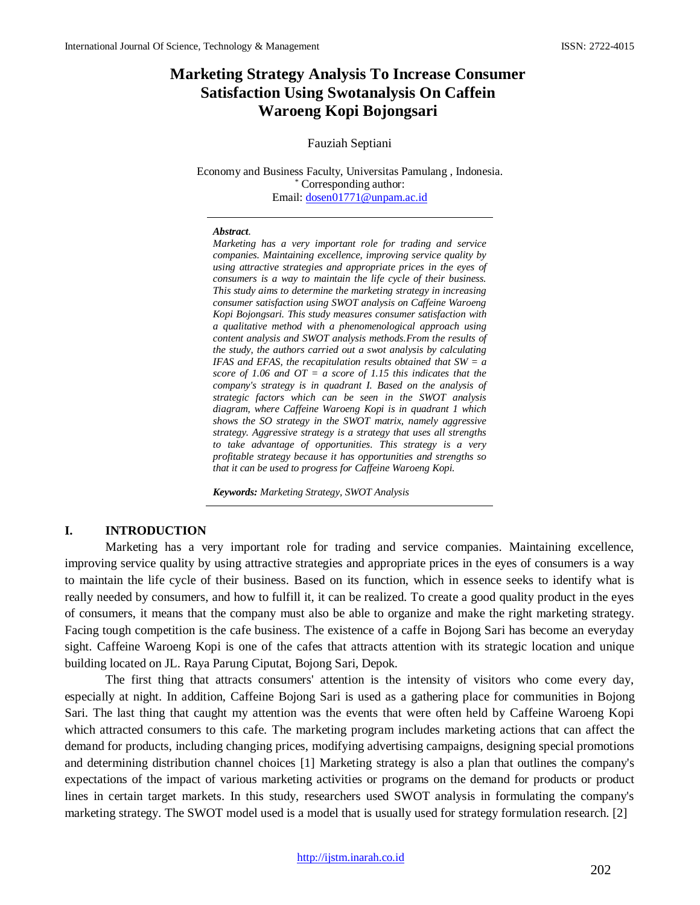# Marketing Strategy Analysis To Increase Consumer Satisfaction Using Swotanalysis On Caffein Waroeng Kopi Bojongsari

Fauziah Septiani

Economy and Business Faculty, Universitas Pamulang , Indonesia.
[*] Corresponding author:
Email: dosen01771@unpam.ac.id

***Abstract**.*
*Marketing has a very important role for trading and service companies. Maintaining excellence, improving service quality by using attractive strategies and appropriate prices in the eyes of consumers is a way to maintain the life cycle of their business. This study aims to determine the marketing strategy in increasing consumer satisfaction using SWOT analysis on Caffeine Waroeng Kopi Bojongsari. This study measures consumer satisfaction with a qualitative method with a phenomenological approach using content analysis and SWOT analysis methods.From the results of the study, the authors carried out a swot analysis by calculating IFAS and EFAS, the recapitulation results obtained that SW = a score of 1.06 and OT = a score of 1.15 this indicates that the company's strategy is in quadrant I. Based on the analysis of strategic factors which can be seen in the SWOT analysis diagram, where Caffeine Waroeng Kopi is in quadrant 1 which shows the SO strategy in the SWOT matrix, namely aggressive strategy. Aggressive strategy is a strategy that uses all strengths to take advantage of opportunities. This strategy is a very profitable strategy because it has opportunities and strengths so that it can be used to progress for Caffeine Waroeng Kopi.*

***Keywords:** Marketing Strategy, SWOT Analysis*

## I. INTRODUCTION

Marketing has a very important role for trading and service companies. Maintaining excellence, improving service quality by using attractive strategies and appropriate prices in the eyes of consumers is a way to maintain the life cycle of their business. Based on its function, which in essence seeks to identify what is really needed by consumers, and how to fulfill it, it can be realized. To create a good quality product in the eyes of consumers, it means that the company must also be able to organize and make the right marketing strategy. Facing tough competition is the cafe business. The existence of a caffe in Bojong Sari has become an everyday sight. Caffeine Waroeng Kopi is one of the cafes that attracts attention with its strategic location and unique building located on JL. Raya Parung Ciputat, Bojong Sari, Depok.

The first thing that attracts consumers' attention is the intensity of visitors who come every day, especially at night. In addition, Caffeine Bojong Sari is used as a gathering place for communities in Bojong Sari. The last thing that caught my attention was the events that were often held by Caffeine Waroeng Kopi which attracted consumers to this cafe. The marketing program includes marketing actions that can affect the demand for products, including changing prices, modifying advertising campaigns, designing special promotions and determining distribution channel choices [1] Marketing strategy is also a plan that outlines the company's expectations of the impact of various marketing activities or programs on the demand for products or product lines in certain target markets. In this study, researchers used SWOT analysis in formulating the company's marketing strategy. The SWOT model used is a model that is usually used for strategy formulation research. [2]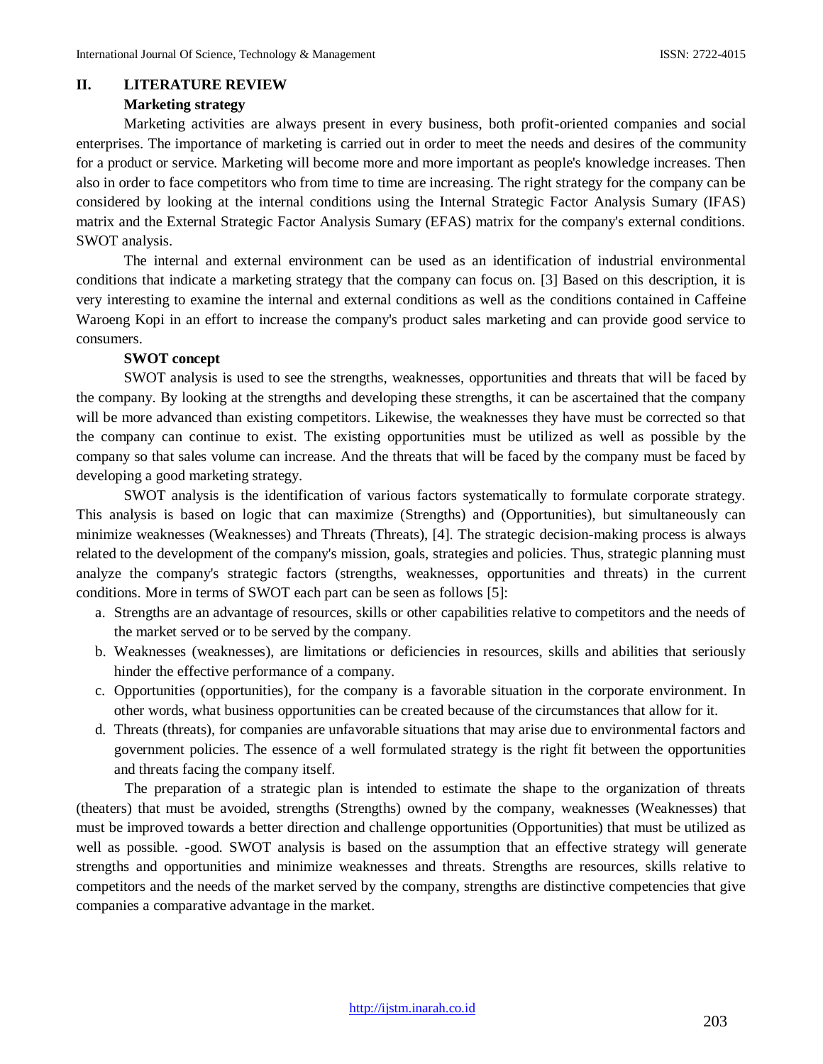## II. LITERATURE REVIEW

### Marketing strategy

Marketing activities are always present in every business, both profit-oriented companies and social enterprises. The importance of marketing is carried out in order to meet the needs and desires of the community for a product or service. Marketing will become more and more important as people's knowledge increases. Then also in order to face competitors who from time to time are increasing. The right strategy for the company can be considered by looking at the internal conditions using the Internal Strategic Factor Analysis Sumary (IFAS) matrix and the External Strategic Factor Analysis Sumary (EFAS) matrix for the company's external conditions. SWOT analysis.

The internal and external environment can be used as an identification of industrial environmental conditions that indicate a marketing strategy that the company can focus on. [3] Based on this description, it is very interesting to examine the internal and external conditions as well as the conditions contained in Caffeine Waroeng Kopi in an effort to increase the company's product sales marketing and can provide good service to consumers.

### SWOT concept

SWOT analysis is used to see the strengths, weaknesses, opportunities and threats that will be faced by the company. By looking at the strengths and developing these strengths, it can be ascertained that the company will be more advanced than existing competitors. Likewise, the weaknesses they have must be corrected so that the company can continue to exist. The existing opportunities must be utilized as well as possible by the company so that sales volume can increase. And the threats that will be faced by the company must be faced by developing a good marketing strategy.

SWOT analysis is the identification of various factors systematically to formulate corporate strategy. This analysis is based on logic that can maximize (Strengths) and (Opportunities), but simultaneously can minimize weaknesses (Weaknesses) and Threats (Threats), [4]. The strategic decision-making process is always related to the development of the company's mission, goals, strategies and policies. Thus, strategic planning must analyze the company's strategic factors (strengths, weaknesses, opportunities and threats) in the current conditions. More in terms of SWOT each part can be seen as follows [5]:

a. Strengths are an advantage of resources, skills or other capabilities relative to competitors and the needs of the market served or to be served by the company.
b. Weaknesses (weaknesses), are limitations or deficiencies in resources, skills and abilities that seriously hinder the effective performance of a company.
c. Opportunities (opportunities), for the company is a favorable situation in the corporate environment. In other words, what business opportunities can be created because of the circumstances that allow for it.
d. Threats (threats), for companies are unfavorable situations that may arise due to environmental factors and government policies. The essence of a well formulated strategy is the right fit between the opportunities and threats facing the company itself.

The preparation of a strategic plan is intended to estimate the shape to the organization of threats (theaters) that must be avoided, strengths (Strengths) owned by the company, weaknesses (Weaknesses) that must be improved towards a better direction and challenge opportunities (Opportunities) that must be utilized as well as possible. -good. SWOT analysis is based on the assumption that an effective strategy will generate strengths and opportunities and minimize weaknesses and threats. Strengths are resources, skills relative to competitors and the needs of the market served by the company, strengths are distinctive competencies that give companies a comparative advantage in the market.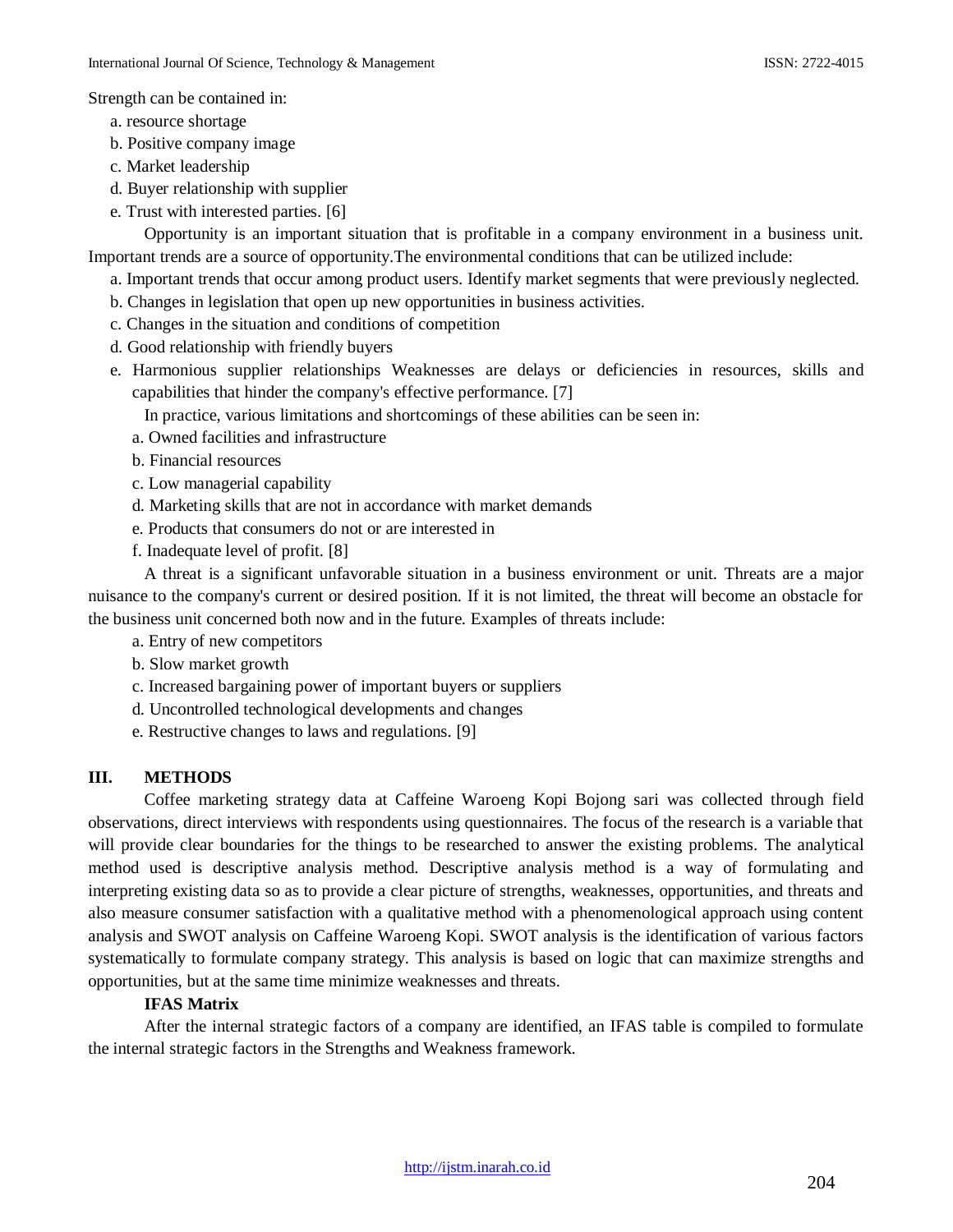Strength can be contained in:

a. resource shortage
b. Positive company image
c. Market leadership
d. Buyer relationship with supplier
e. Trust with interested parties. [6]

Opportunity is an important situation that is profitable in a company environment in a business unit. Important trends are a source of opportunity.The environmental conditions that can be utilized include:

a. Important trends that occur among product users. Identify market segments that were previously neglected.
b. Changes in legislation that open up new opportunities in business activities.
c. Changes in the situation and conditions of competition
d. Good relationship with friendly buyers
e. Harmonious supplier relationships Weaknesses are delays or deficiencies in resources, skills and capabilities that hinder the company's effective performance. [7]

In practice, various limitations and shortcomings of these abilities can be seen in:

a. Owned facilities and infrastructure
b. Financial resources
c. Low managerial capability
d. Marketing skills that are not in accordance with market demands
e. Products that consumers do not or are interested in
f. Inadequate level of profit. [8]

A threat is a significant unfavorable situation in a business environment or unit. Threats are a major nuisance to the company's current or desired position. If it is not limited, the threat will become an obstacle for the business unit concerned both now and in the future. Examples of threats include:

a. Entry of new competitors
b. Slow market growth
c. Increased bargaining power of important buyers or suppliers
d. Uncontrolled technological developments and changes
e. Restructive changes to laws and regulations. [9]

## III. METHODS

Coffee marketing strategy data at Caffeine Waroeng Kopi Bojong sari was collected through field observations, direct interviews with respondents using questionnaires. The focus of the research is a variable that will provide clear boundaries for the things to be researched to answer the existing problems. The analytical method used is descriptive analysis method. Descriptive analysis method is a way of formulating and interpreting existing data so as to provide a clear picture of strengths, weaknesses, opportunities, and threats and also measure consumer satisfaction with a qualitative method with a phenomenological approach using content analysis and SWOT analysis on Caffeine Waroeng Kopi. SWOT analysis is the identification of various factors systematically to formulate company strategy. This analysis is based on logic that can maximize strengths and opportunities, but at the same time minimize weaknesses and threats.

### IFAS Matrix

After the internal strategic factors of a company are identified, an IFAS table is compiled to formulate the internal strategic factors in the Strengths and Weakness framework.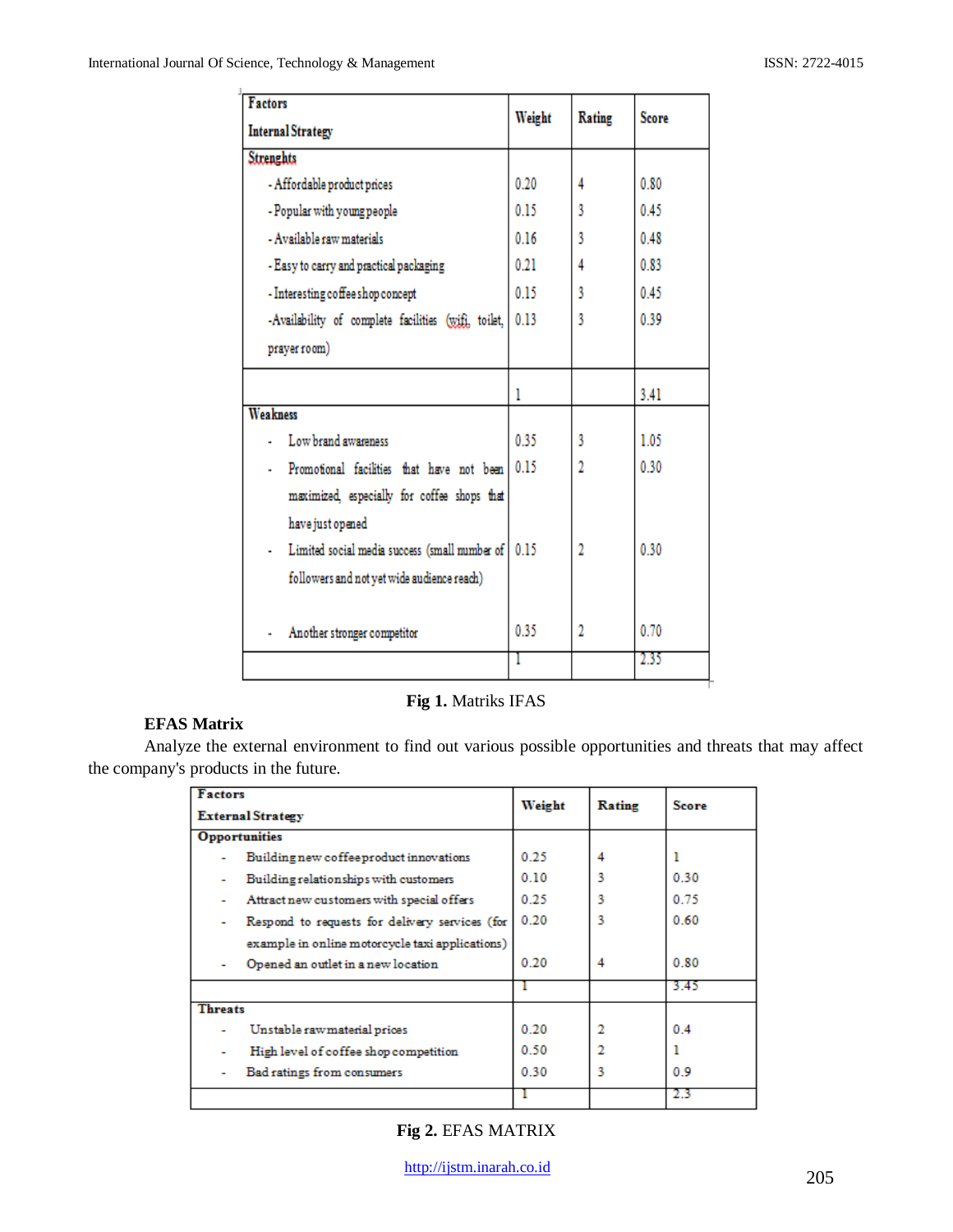| Factors<br>Internal Strategy | Weight | Rating | Score |
|---|---|---|---|
| **Strenghts** | | | |
| - Affordable product prices | 0.20 | 4 | 0.80 |
| - Popular with young people | 0.15 | 3 | 0.45 |
| - Available raw materials | 0.16 | 3 | 0.48 |
| - Easy to carry and practical packaging | 0.21 | 4 | 0.83 |
| - Interesting coffee shop concept | 0.15 | 3 | 0.45 |
| -Availability of complete facilities (wifi, toilet, prayer room) | 0.13 | 3 | 0.39 |
| | 1 | | 3.41 |
| **Weakness** | | | |
| - Low brand awareness | 0.35 | 3 | 1.05 |
| - Promotional facilities that have not been maximized, especially for coffee shops that have just opened | 0.15 | 2 | 0.30 |
| - Limited social media success (small number of followers and not yet wide audience reach) | 0.15 | 2 | 0.30 |
| - Another stronger competitor | 0.35 | 2 | 0.70 |
| | 1 | | 2.35 |

**Fig 1.** Matriks IFAS

**EFAS Matrix**

Analyze the external environment to find out various possible opportunities and threats that may affect the company's products in the future.

| Factors<br>External Strategy | Weight | Rating | Score |
|---|---|---|---|
| **Opportunities** | | | |
| - Building new coffee product innovations | 0.25 | 4 | 1 |
| - Building relationships with customers | 0.10 | 3 | 0.30 |
| - Attract new customers with special offers | 0.25 | 3 | 0.75 |
| - Respond to requests for delivery services (for example in online motorcycle taxi applications) | 0.20 | 3 | 0.60 |
| - Opened an outlet in a new location | 0.20 | 4 | 0.80 |
| | 1 | | 3.45 |
| **Threats** | | | |
| - Unstable raw material prices | 0.20 | 2 | 0.4 |
| - High level of coffee shop competition | 0.50 | 2 | 1 |
| - Bad ratings from consumers | 0.30 | 3 | 0.9 |
| | 1 | | 2.3 |

**Fig 2.** EFAS MATRIX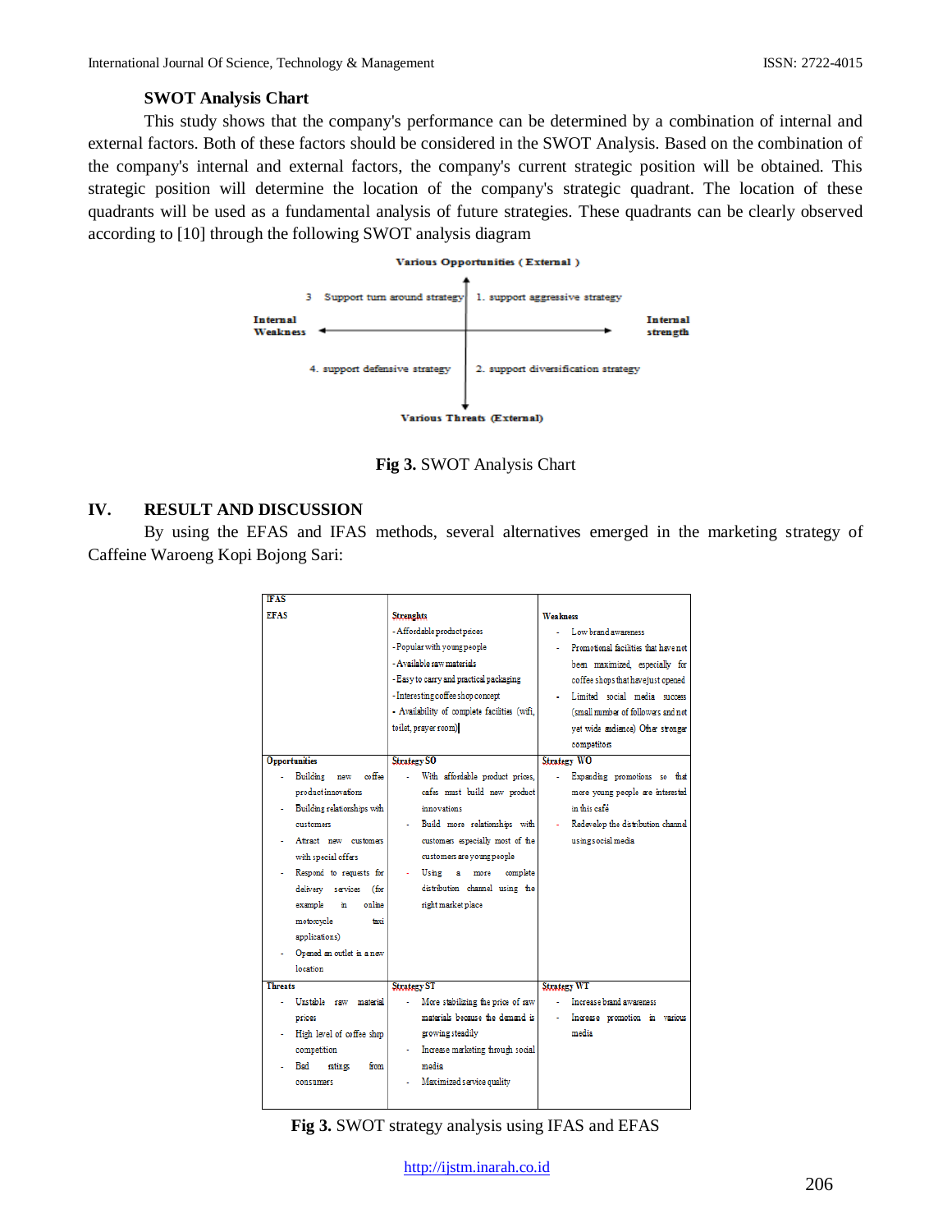### SWOT Analysis Chart

This study shows that the company's performance can be determined by a combination of internal and external factors. Both of these factors should be considered in the SWOT Analysis. Based on the combination of the company's internal and external factors, the company's current strategic position will be obtained. This strategic position will determine the location of the company's strategic quadrant. The location of these quadrants will be used as a fundamental analysis of future strategies. These quadrants can be clearly observed according to [10] through the following SWOT analysis diagram

Various Opportunities ( External )

3 Support turn around strategy | 1. support aggressive strategy

Internal Weakness ← → Internal strength

4. support defensive strategy | 2. support diversification strategy

Various Threats (External)

**Fig 3.** SWOT Analysis Chart

## IV. RESULT AND DISCUSSION

By using the EFAS and IFAS methods, several alternatives emerged in the marketing strategy of Caffeine Waroeng Kopi Bojong Sari:

| IFAS<br>EFAS | Strenghts<br>- Affordable product prices<br>- Popular with young people<br>- Available raw materials<br>- Easy to carry and practical packaging<br>- Interesting coffee shop concept<br>- Availability of complete facilities (wifi, toilet, prayer room) | Weakness<br>- Low brand awareness<br>- Promotional facilities that have not been maximized, especially for coffee shops that have just opened<br>- Limited social media success (small number of followers and not yet wide audience) Other stronger competitors |
|---|---|---|
| **Opportunities**<br>- Building new coffee product innovations<br>- Building relationships with customers<br>- Attract new customers with special offers<br>- Respond to requests for delivery services (for example in online motorcycle taxi applications)<br>- Opened an outlet in a new location | **Strategy SO**<br>- With affordable product prices, cafes must build new product innovations<br>- Build more relationships with customers especially most of the customers are young people<br>- Using a more complete distribution channel using the right market place | **Strategy WO**<br>- Expanding promotions so that more young people are interested in this café<br>- Redevelop the distribution channel using social media |
| **Threats**<br>- Unstable raw material prices<br>- High level of coffee shop competition<br>- Bad ratings from consumers | **Strategy ST**<br>- More stabilizing the price of raw materials because the demand is growing steadily<br>- Increase marketing through social media<br>- Maximized service quality | **Strategy WT**<br>- Increase brand awareness<br>- Increase promotion in various media |

**Fig 3.** SWOT strategy analysis using IFAS and EFAS

http://ijstm.inarah.co.id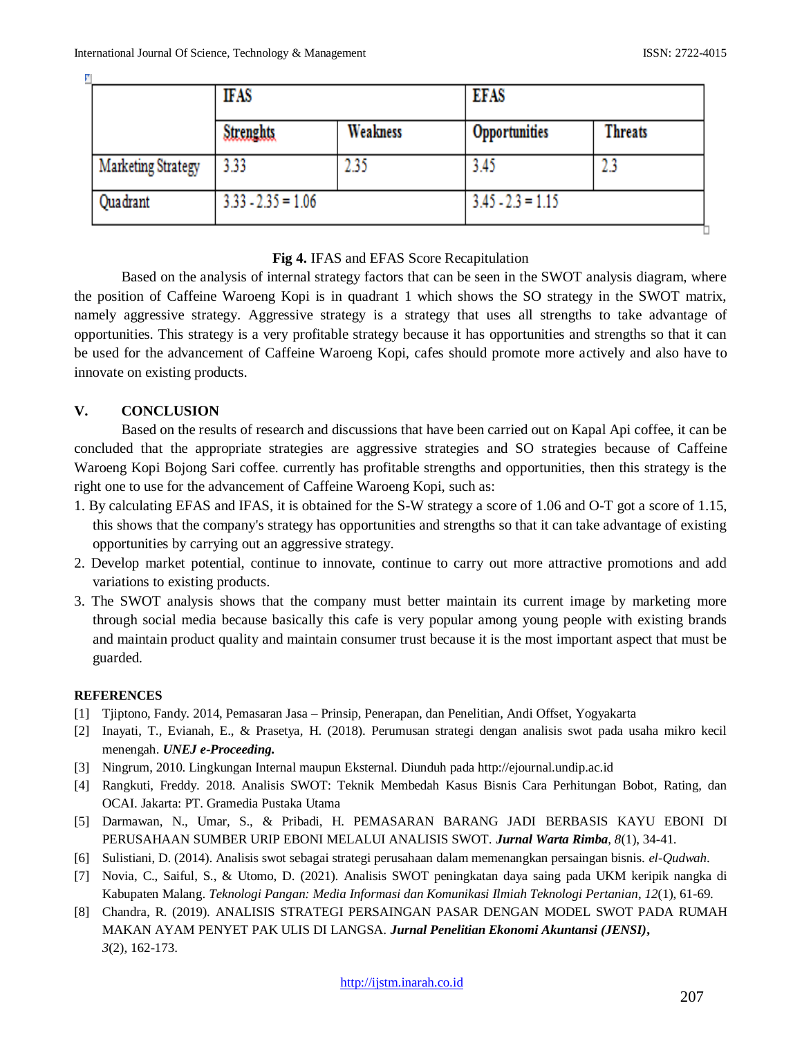| | IFAS | | EFAS | |
|---|---|---|---|---|
| | Strenghts | Weakness | Opportunities | Threats |
| Marketing Strategy | 3.33 | 2.35 | 3.45 | 2.3 |
| Quadrant | 3.33 - 2.35 = 1.06 | | 3.45 - 2.3 = 1.15 | |

**Fig 4.** IFAS and EFAS Score Recapitulation

Based on the analysis of internal strategy factors that can be seen in the SWOT analysis diagram, where the position of Caffeine Waroeng Kopi is in quadrant 1 which shows the SO strategy in the SWOT matrix, namely aggressive strategy. Aggressive strategy is a strategy that uses all strengths to take advantage of opportunities. This strategy is a very profitable strategy because it has opportunities and strengths so that it can be used for the advancement of Caffeine Waroeng Kopi, cafes should promote more actively and also have to innovate on existing products.

## V. CONCLUSION

Based on the results of research and discussions that have been carried out on Kapal Api coffee, it can be concluded that the appropriate strategies are aggressive strategies and SO strategies because of Caffeine Waroeng Kopi Bojong Sari coffee. currently has profitable strengths and opportunities, then this strategy is the right one to use for the advancement of Caffeine Waroeng Kopi, such as:

1. By calculating EFAS and IFAS, it is obtained for the S-W strategy a score of 1.06 and O-T got a score of 1.15, this shows that the company's strategy has opportunities and strengths so that it can take advantage of existing opportunities by carrying out an aggressive strategy.
2. Develop market potential, continue to innovate, continue to carry out more attractive promotions and add variations to existing products.
3. The SWOT analysis shows that the company must better maintain its current image by marketing more through social media because basically this cafe is very popular among young people with existing brands and maintain product quality and maintain consumer trust because it is the most important aspect that must be guarded.

## REFERENCES

[1] Tjiptono, Fandy. 2014, Pemasaran Jasa – Prinsip, Penerapan, dan Penelitian, Andi Offset, Yogyakarta

[2] Inayati, T., Evianah, E., & Prasetya, H. (2018). Perumusan strategi dengan analisis swot pada usaha mikro kecil menengah. ***UNEJ e-Proceeding.***

[3] Ningrum, 2010. Lingkungan Internal maupun Eksternal. Diunduh pada http://ejournal.undip.ac.id

[4] Rangkuti, Freddy. 2018. Analisis SWOT: Teknik Membedah Kasus Bisnis Cara Perhitungan Bobot, Rating, dan OCAI. Jakarta: PT. Gramedia Pustaka Utama

[5] Darmawan, N., Umar, S., & Pribadi, H. PEMASARAN BARANG JADI BERBASIS KAYU EBONI DI PERUSAHAAN SUMBER URIP EBONI MELALUI ANALISIS SWOT. ***Jurnal Warta Rimba***, *8*(1), 34-41.

[6] Sulistiani, D. (2014). Analisis swot sebagai strategi perusahaan dalam memenangkan persaingan bisnis. *el-Qudwah*.

[7] Novia, C., Saiful, S., & Utomo, D. (2021). Analisis SWOT peningkatan daya saing pada UKM keripik nangka di Kabupaten Malang. *Teknologi Pangan: Media Informasi dan Komunikasi Ilmiah Teknologi Pertanian*, *12*(1), 61-69.

[8] Chandra, R. (2019). ANALISIS STRATEGI PERSAINGAN PASAR DENGAN MODEL SWOT PADA RUMAH MAKAN AYAM PENYET PAK ULIS DI LANGSA. ***Jurnal Penelitian Ekonomi Akuntansi (JENSI)***, *3*(2), 162-173.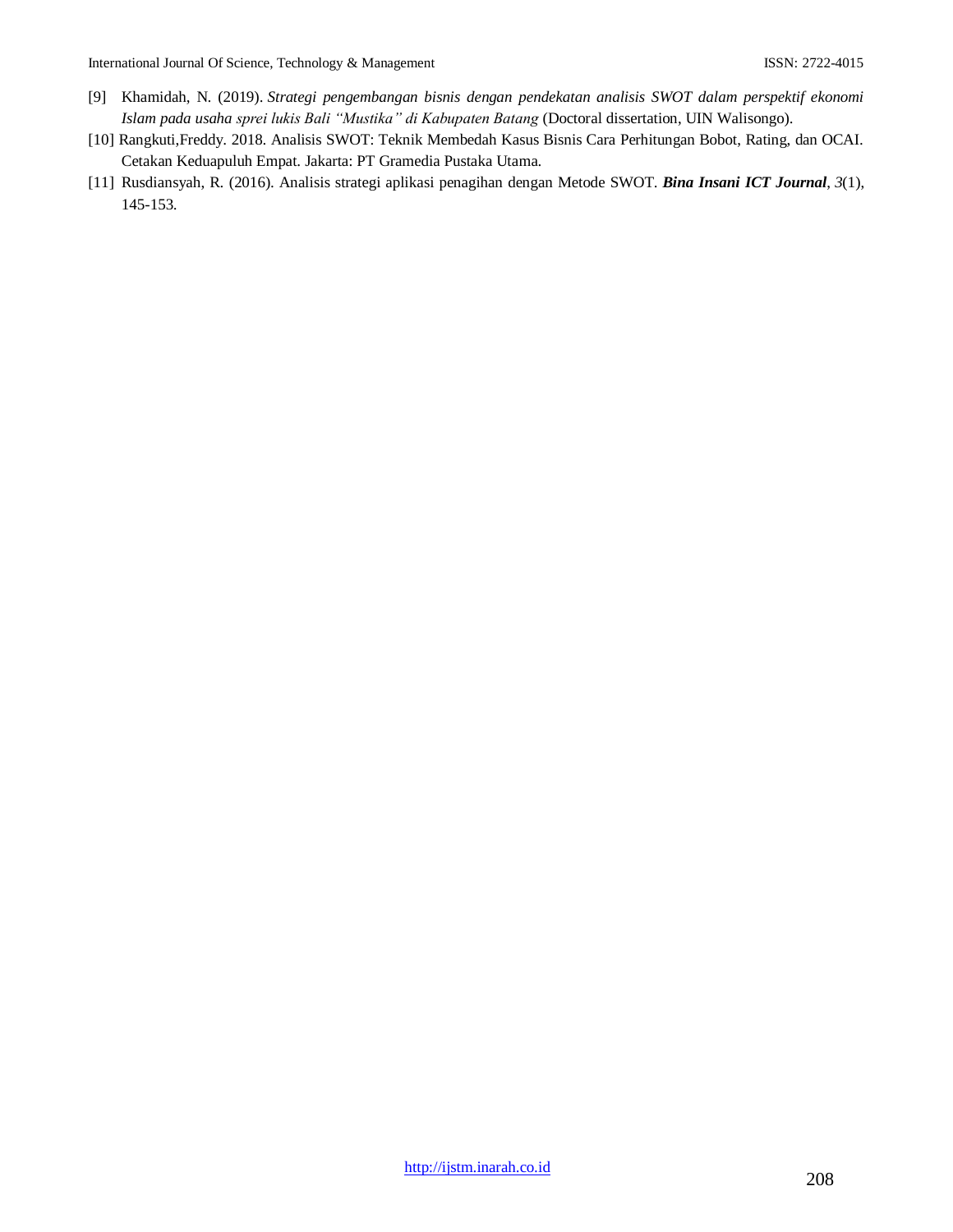[9] Khamidah, N. (2019). *Strategi pengembangan bisnis dengan pendekatan analisis SWOT dalam perspektif ekonomi Islam pada usaha sprei lukis Bali "Mustika" di Kabupaten Batang* (Doctoral dissertation, UIN Walisongo).

[10] Rangkuti,Freddy. 2018. Analisis SWOT: Teknik Membedah Kasus Bisnis Cara Perhitungan Bobot, Rating, dan OCAI. Cetakan Keduapuluh Empat. Jakarta: PT Gramedia Pustaka Utama.

[11] Rusdiansyah, R. (2016). Analisis strategi aplikasi penagihan dengan Metode SWOT. ***Bina Insani ICT Journal***, *3*(1), 145-153.